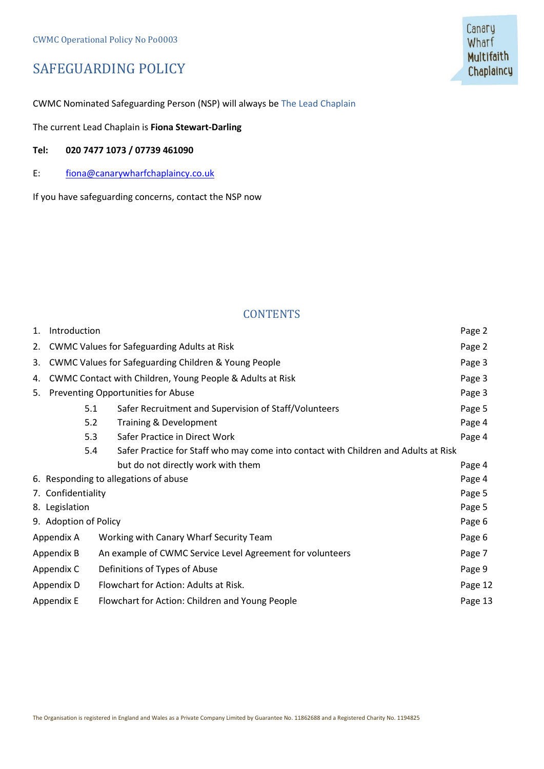CWMC Operational Policy No Po0003

# SAFEGUARDING POLICY

Canary Wharf Multifaith Chaplaincy

CWMC Nominated Safeguarding Person (NSP) will always be The Lead Chaplain

The current Lead Chaplain is **Fiona Stewart-Darling**

**Tel: 020 7477 1073 / 07739 461090**

E: fiona@canarywharfchaplaincy.co.uk

If you have safeguarding concerns, contact the NSP now

## CONTENTS

| | | |
|---|---|---|
| 1. | Introduction | Page 2 |
| 2. | CWMC Values for Safeguarding Adults at Risk | Page 2 |
| 3. | CWMC Values for Safeguarding Children & Young People | Page 3 |
| 4. | CWMC Contact with Children, Young People & Adults at Risk | Page 3 |
| 5. | Preventing Opportunities for Abuse | Page 3 |
| 5.1 | Safer Recruitment and Supervision of Staff/Volunteers | Page 5 |
| 5.2 | Training & Development | Page 4 |
| 5.3 | Safer Practice in Direct Work | Page 4 |
| 5.4 | Safer Practice for Staff who may come into contact with Children and Adults at Risk but do not directly work with them | Page 4 |
| 6. | Responding to allegations of abuse | Page 4 |
| 7. | Confidentiality | Page 5 |
| 8. | Legislation | Page 5 |
| 9. | Adoption of Policy | Page 6 |
| Appendix A | Working with Canary Wharf Security Team | Page 6 |
| Appendix B | An example of CWMC Service Level Agreement for volunteers | Page 7 |
| Appendix C | Definitions of Types of Abuse | Page 9 |
| Appendix D | Flowchart for Action: Adults at Risk. | Page 12 |
| Appendix E | Flowchart for Action: Children and Young People | Page 13 |

The Organisation is registered in England and Wales as a Private Company Limited by Guarantee No. 11862688 and a Registered Charity No. 1194825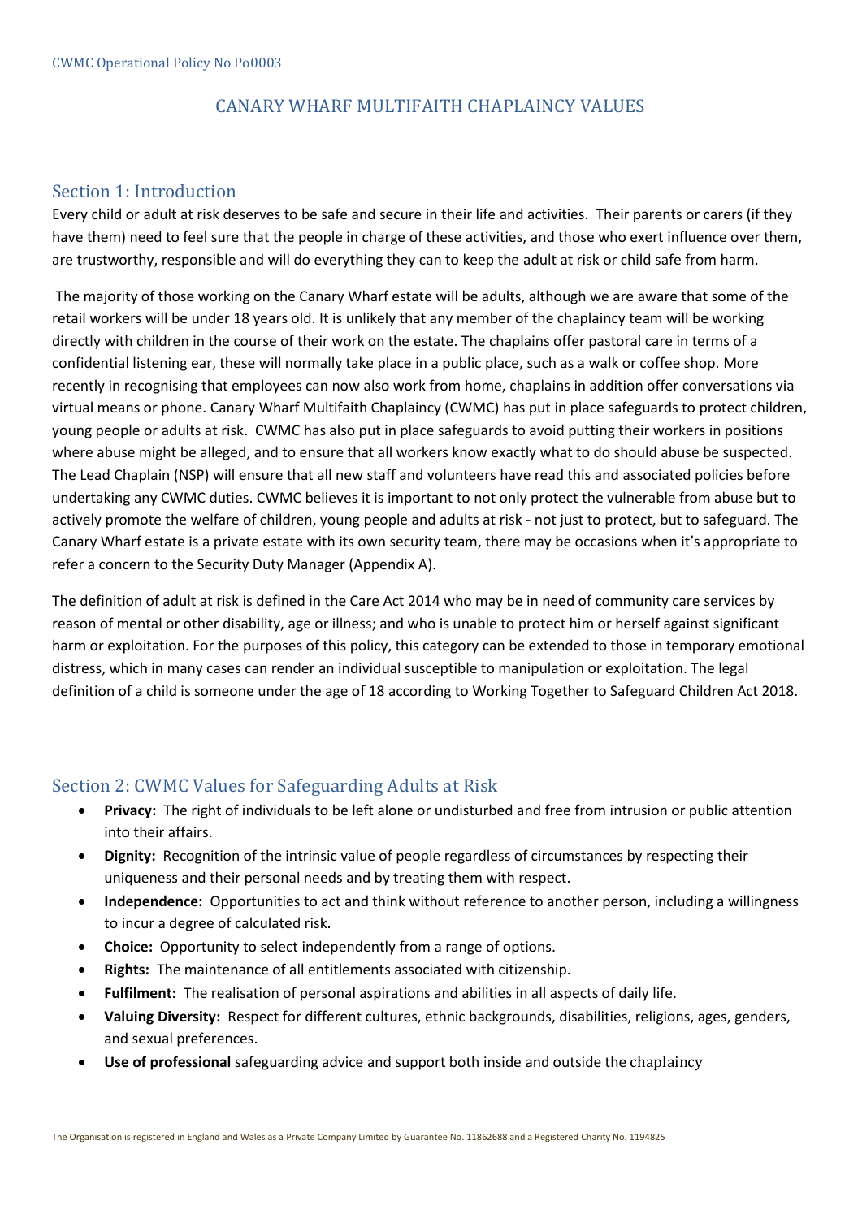# CANARY WHARF MULTIFAITH CHAPLAINCY VALUES

## Section 1: Introduction

Every child or adult at risk deserves to be safe and secure in their life and activities. Their parents or carers (if they have them) need to feel sure that the people in charge of these activities, and those who exert influence over them, are trustworthy, responsible and will do everything they can to keep the adult at risk or child safe from harm.

The majority of those working on the Canary Wharf estate will be adults, although we are aware that some of the retail workers will be under 18 years old. It is unlikely that any member of the chaplaincy team will be working directly with children in the course of their work on the estate. The chaplains offer pastoral care in terms of a confidential listening ear, these will normally take place in a public place, such as a walk or coffee shop. More recently in recognising that employees can now also work from home, chaplains in addition offer conversations via virtual means or phone. Canary Wharf Multifaith Chaplaincy (CWMC) has put in place safeguards to protect children, young people or adults at risk. CWMC has also put in place safeguards to avoid putting their workers in positions where abuse might be alleged, and to ensure that all workers know exactly what to do should abuse be suspected. The Lead Chaplain (NSP) will ensure that all new staff and volunteers have read this and associated policies before undertaking any CWMC duties. CWMC believes it is important to not only protect the vulnerable from abuse but to actively promote the welfare of children, young people and adults at risk - not just to protect, but to safeguard. The Canary Wharf estate is a private estate with its own security team, there may be occasions when it's appropriate to refer a concern to the Security Duty Manager (Appendix A).

The definition of adult at risk is defined in the Care Act 2014 who may be in need of community care services by reason of mental or other disability, age or illness; and who is unable to protect him or herself against significant harm or exploitation. For the purposes of this policy, this category can be extended to those in temporary emotional distress, which in many cases can render an individual susceptible to manipulation or exploitation. The legal definition of a child is someone under the age of 18 according to Working Together to Safeguard Children Act 2018.

## Section 2: CWMC Values for Safeguarding Adults at Risk

- **Privacy:** The right of individuals to be left alone or undisturbed and free from intrusion or public attention into their affairs.
- **Dignity:** Recognition of the intrinsic value of people regardless of circumstances by respecting their uniqueness and their personal needs and by treating them with respect.
- **Independence:** Opportunities to act and think without reference to another person, including a willingness to incur a degree of calculated risk.
- **Choice:** Opportunity to select independently from a range of options.
- **Rights:** The maintenance of all entitlements associated with citizenship.
- **Fulfilment:** The realisation of personal aspirations and abilities in all aspects of daily life.
- **Valuing Diversity:** Respect for different cultures, ethnic backgrounds, disabilities, religions, ages, genders, and sexual preferences.
- **Use of professional** safeguarding advice and support both inside and outside the chaplaincy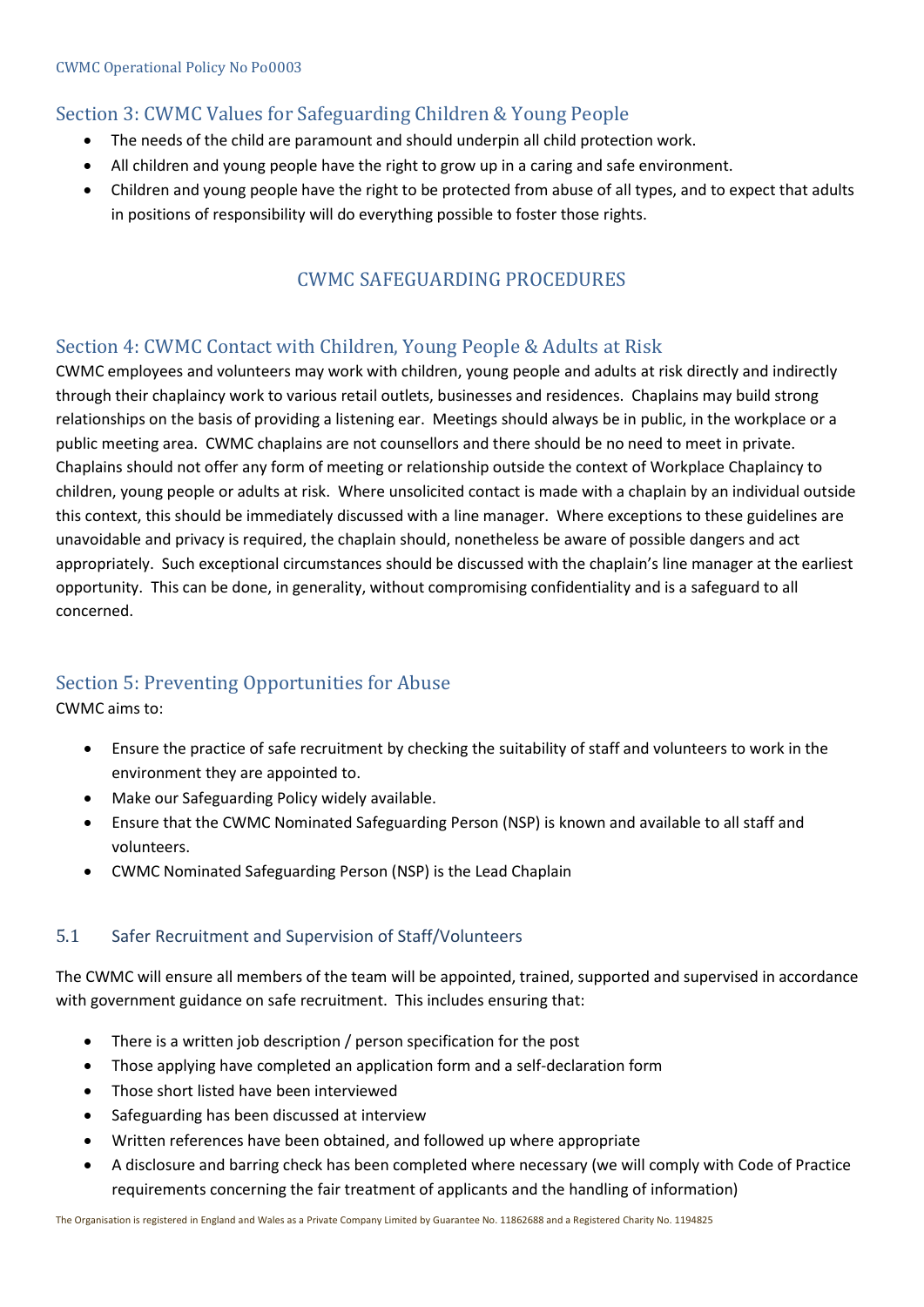## Section 3: CWMC Values for Safeguarding Children & Young People

- The needs of the child are paramount and should underpin all child protection work.
- All children and young people have the right to grow up in a caring and safe environment.
- Children and young people have the right to be protected from abuse of all types, and to expect that adults in positions of responsibility will do everything possible to foster those rights.

# CWMC SAFEGUARDING PROCEDURES

## Section 4: CWMC Contact with Children, Young People & Adults at Risk

CWMC employees and volunteers may work with children, young people and adults at risk directly and indirectly through their chaplaincy work to various retail outlets, businesses and residences. Chaplains may build strong relationships on the basis of providing a listening ear. Meetings should always be in public, in the workplace or a public meeting area. CWMC chaplains are not counsellors and there should be no need to meet in private. Chaplains should not offer any form of meeting or relationship outside the context of Workplace Chaplaincy to children, young people or adults at risk. Where unsolicited contact is made with a chaplain by an individual outside this context, this should be immediately discussed with a line manager. Where exceptions to these guidelines are unavoidable and privacy is required, the chaplain should, nonetheless be aware of possible dangers and act appropriately. Such exceptional circumstances should be discussed with the chaplain's line manager at the earliest opportunity. This can be done, in generality, without compromising confidentiality and is a safeguard to all concerned.

## Section 5: Preventing Opportunities for Abuse

CWMC aims to:

- Ensure the practice of safe recruitment by checking the suitability of staff and volunteers to work in the environment they are appointed to.
- Make our Safeguarding Policy widely available.
- Ensure that the CWMC Nominated Safeguarding Person (NSP) is known and available to all staff and volunteers.
- CWMC Nominated Safeguarding Person (NSP) is the Lead Chaplain

### 5.1 Safer Recruitment and Supervision of Staff/Volunteers

The CWMC will ensure all members of the team will be appointed, trained, supported and supervised in accordance with government guidance on safe recruitment. This includes ensuring that:

- There is a written job description / person specification for the post
- Those applying have completed an application form and a self-declaration form
- Those short listed have been interviewed
- Safeguarding has been discussed at interview
- Written references have been obtained, and followed up where appropriate
- A disclosure and barring check has been completed where necessary (we will comply with Code of Practice requirements concerning the fair treatment of applicants and the handling of information)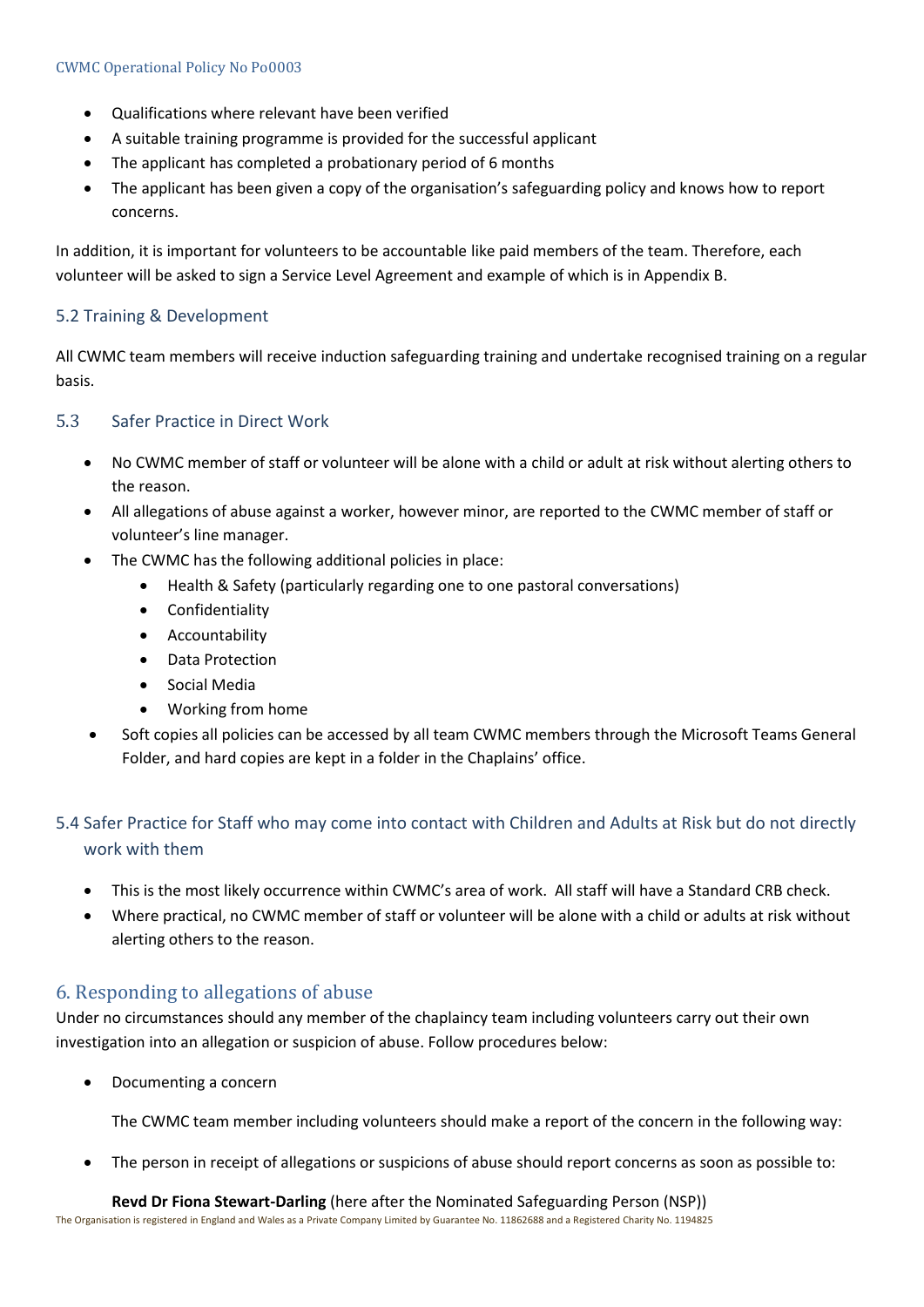- Qualifications where relevant have been verified
- A suitable training programme is provided for the successful applicant
- The applicant has completed a probationary period of 6 months
- The applicant has been given a copy of the organisation's safeguarding policy and knows how to report concerns.

In addition, it is important for volunteers to be accountable like paid members of the team. Therefore, each volunteer will be asked to sign a Service Level Agreement and example of which is in Appendix B.

### 5.2 Training & Development

All CWMC team members will receive induction safeguarding training and undertake recognised training on a regular basis.

### 5.3 Safer Practice in Direct Work

- No CWMC member of staff or volunteer will be alone with a child or adult at risk without alerting others to the reason.
- All allegations of abuse against a worker, however minor, are reported to the CWMC member of staff or volunteer's line manager.
- The CWMC has the following additional policies in place:
  - Health & Safety (particularly regarding one to one pastoral conversations)
  - Confidentiality
  - Accountability
  - Data Protection
  - Social Media
  - Working from home
- Soft copies all policies can be accessed by all team CWMC members through the Microsoft Teams General Folder, and hard copies are kept in a folder in the Chaplains' office.

### 5.4 Safer Practice for Staff who may come into contact with Children and Adults at Risk but do not directly work with them

- This is the most likely occurrence within CWMC's area of work. All staff will have a Standard CRB check.
- Where practical, no CWMC member of staff or volunteer will be alone with a child or adults at risk without alerting others to the reason.

## 6. Responding to allegations of abuse

Under no circumstances should any member of the chaplaincy team including volunteers carry out their own investigation into an allegation or suspicion of abuse. Follow procedures below:

- Documenting a concern

  The CWMC team member including volunteers should make a report of the concern in the following way:

- The person in receipt of allegations or suspicions of abuse should report concerns as soon as possible to:

  **Revd Dr Fiona Stewart-Darling** (here after the Nominated Safeguarding Person (NSP))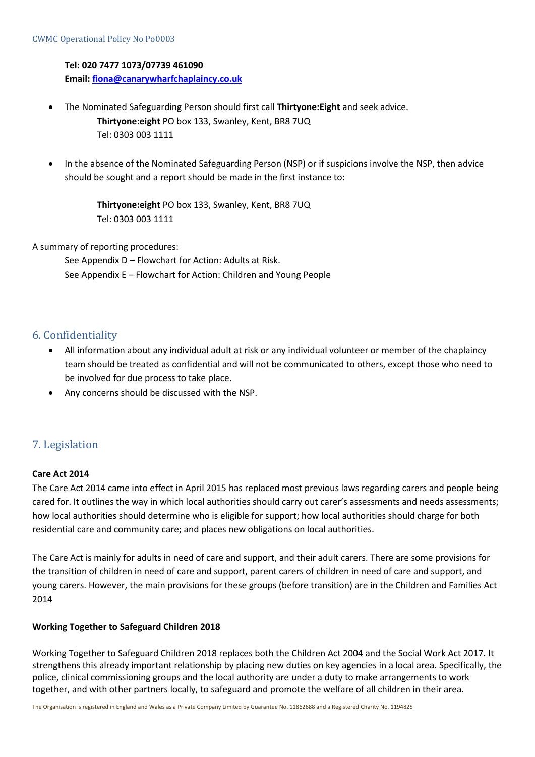**Tel: 020 7477 1073/07739 461090**
**Email: fiona@canarywharfchaplaincy.co.uk**

- The Nominated Safeguarding Person should first call **Thirtyone:Eight** and seek advice.
  **Thirtyone:eight** PO box 133, Swanley, Kent, BR8 7UQ
  Tel: 0303 003 1111

- In the absence of the Nominated Safeguarding Person (NSP) or if suspicions involve the NSP, then advice should be sought and a report should be made in the first instance to:

  **Thirtyone:eight** PO box 133, Swanley, Kent, BR8 7UQ
  Tel: 0303 003 1111

A summary of reporting procedures:

See Appendix D – Flowchart for Action: Adults at Risk.
See Appendix E – Flowchart for Action: Children and Young People

## 6. Confidentiality

- All information about any individual adult at risk or any individual volunteer or member of the chaplaincy team should be treated as confidential and will not be communicated to others, except those who need to be involved for due process to take place.
- Any concerns should be discussed with the NSP.

## 7. Legislation

**Care Act 2014**

The Care Act 2014 came into effect in April 2015 has replaced most previous laws regarding carers and people being cared for. It outlines the way in which local authorities should carry out carer's assessments and needs assessments; how local authorities should determine who is eligible for support; how local authorities should charge for both residential care and community care; and places new obligations on local authorities.

The Care Act is mainly for adults in need of care and support, and their adult carers. There are some provisions for the transition of children in need of care and support, parent carers of children in need of care and support, and young carers. However, the main provisions for these groups (before transition) are in the Children and Families Act 2014

**Working Together to Safeguard Children 2018**

Working Together to Safeguard Children 2018 replaces both the Children Act 2004 and the Social Work Act 2017. It strengthens this already important relationship by placing new duties on key agencies in a local area. Specifically, the police, clinical commissioning groups and the local authority are under a duty to make arrangements to work together, and with other partners locally, to safeguard and promote the welfare of all children in their area.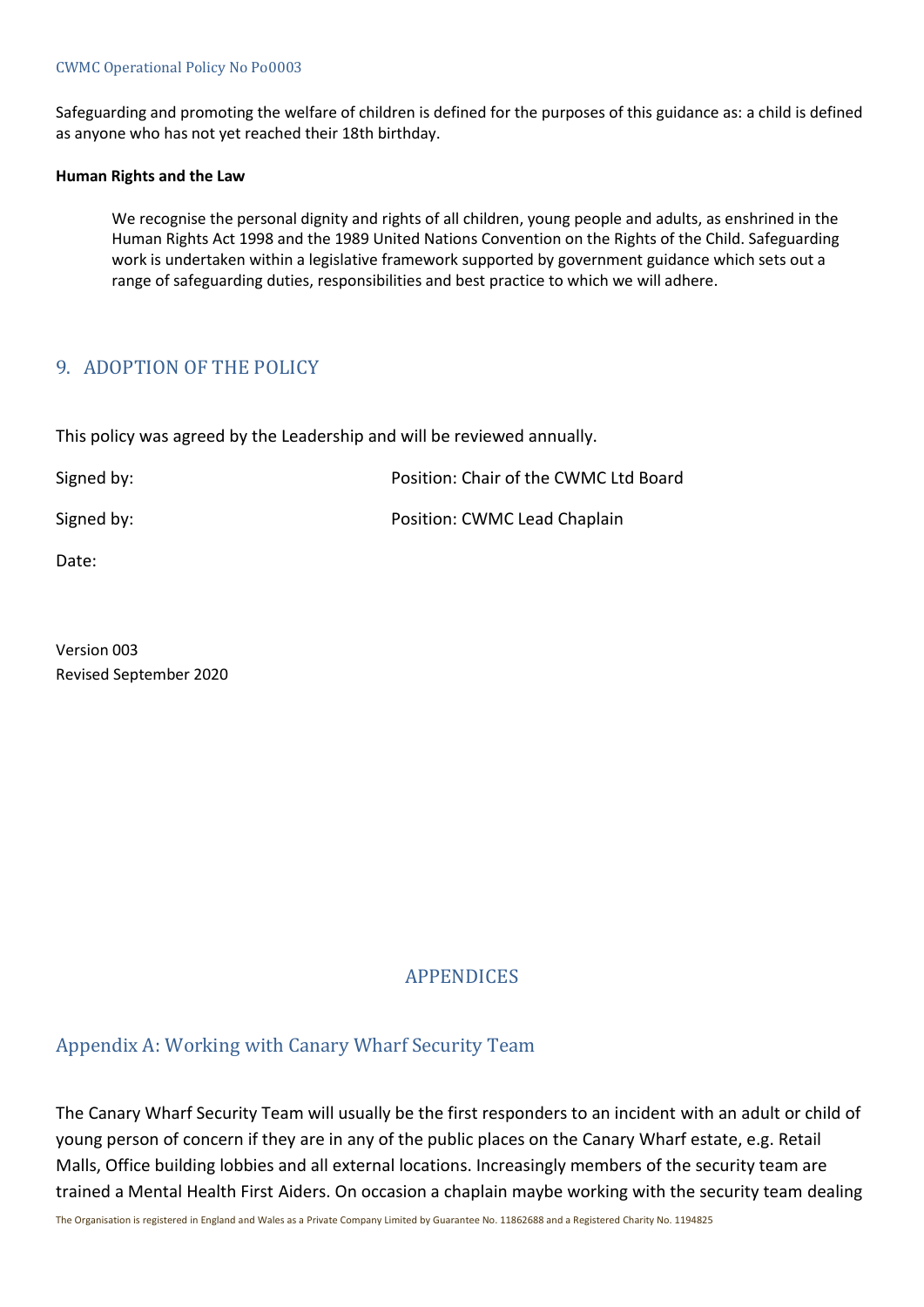Safeguarding and promoting the welfare of children is defined for the purposes of this guidance as: a child is defined as anyone who has not yet reached their 18th birthday.

**Human Rights and the Law**

> We recognise the personal dignity and rights of all children, young people and adults, as enshrined in the Human Rights Act 1998 and the 1989 United Nations Convention on the Rights of the Child. Safeguarding work is undertaken within a legislative framework supported by government guidance which sets out a range of safeguarding duties, responsibilities and best practice to which we will adhere.

## 9. ADOPTION OF THE POLICY

This policy was agreed by the Leadership and will be reviewed annually.

Signed by: Position: Chair of the CWMC Ltd Board

Signed by: Position: CWMC Lead Chaplain

Date:

Version 003
Revised September 2020

# APPENDICES

## Appendix A: Working with Canary Wharf Security Team

The Canary Wharf Security Team will usually be the first responders to an incident with an adult or child of young person of concern if they are in any of the public places on the Canary Wharf estate, e.g. Retail Malls, Office building lobbies and all external locations. Increasingly members of the security team are trained a Mental Health First Aiders. On occasion a chaplain maybe working with the security team dealing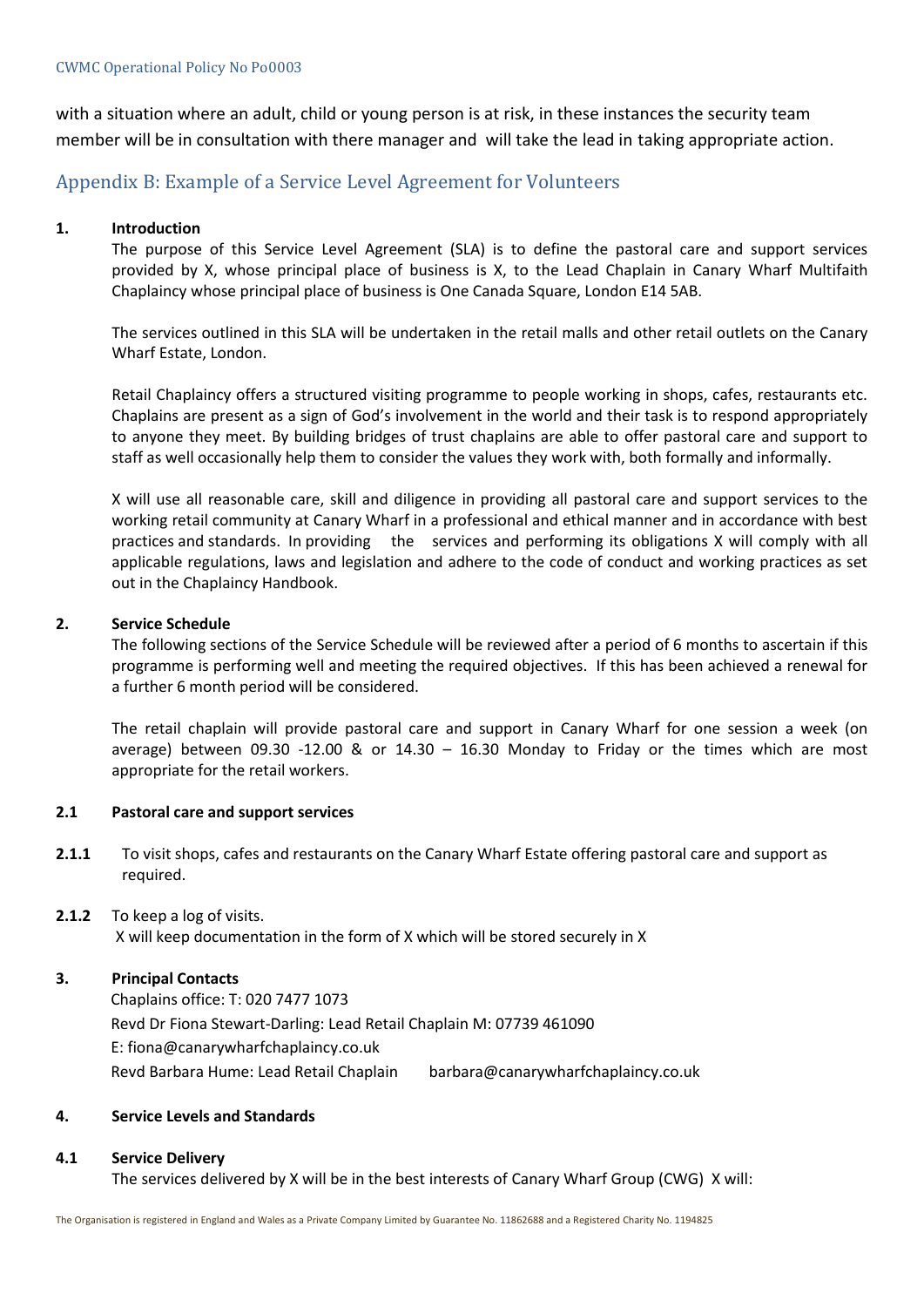with a situation where an adult, child or young person is at risk, in these instances the security team member will be in consultation with there manager and will take the lead in taking appropriate action.

## Appendix B: Example of a Service Level Agreement for Volunteers

**1. Introduction**

The purpose of this Service Level Agreement (SLA) is to define the pastoral care and support services provided by X, whose principal place of business is X, to the Lead Chaplain in Canary Wharf Multifaith Chaplaincy whose principal place of business is One Canada Square, London E14 5AB.

The services outlined in this SLA will be undertaken in the retail malls and other retail outlets on the Canary Wharf Estate, London.

Retail Chaplaincy offers a structured visiting programme to people working in shops, cafes, restaurants etc. Chaplains are present as a sign of God's involvement in the world and their task is to respond appropriately to anyone they meet. By building bridges of trust chaplains are able to offer pastoral care and support to staff as well occasionally help them to consider the values they work with, both formally and informally.

X will use all reasonable care, skill and diligence in providing all pastoral care and support services to the working retail community at Canary Wharf in a professional and ethical manner and in accordance with best practices and standards. In providing the services and performing its obligations X will comply with all applicable regulations, laws and legislation and adhere to the code of conduct and working practices as set out in the Chaplaincy Handbook.

**2. Service Schedule**

The following sections of the Service Schedule will be reviewed after a period of 6 months to ascertain if this programme is performing well and meeting the required objectives. If this has been achieved a renewal for a further 6 month period will be considered.

The retail chaplain will provide pastoral care and support in Canary Wharf for one session a week (on average) between 09.30 -12.00 & or 14.30 – 16.30 Monday to Friday or the times which are most appropriate for the retail workers.

**2.1 Pastoral care and support services**

**2.1.1** To visit shops, cafes and restaurants on the Canary Wharf Estate offering pastoral care and support as required.

**2.1.2** To keep a log of visits.
X will keep documentation in the form of X which will be stored securely in X

**3. Principal Contacts**

Chaplains office: T: 020 7477 1073
Revd Dr Fiona Stewart-Darling: Lead Retail Chaplain M: 07739 461090
E: fiona@canarywharfchaplaincy.co.uk
Revd Barbara Hume: Lead Retail Chaplain barbara@canarywharfchaplaincy.co.uk

**4. Service Levels and Standards**

**4.1 Service Delivery**

The services delivered by X will be in the best interests of Canary Wharf Group (CWG) X will: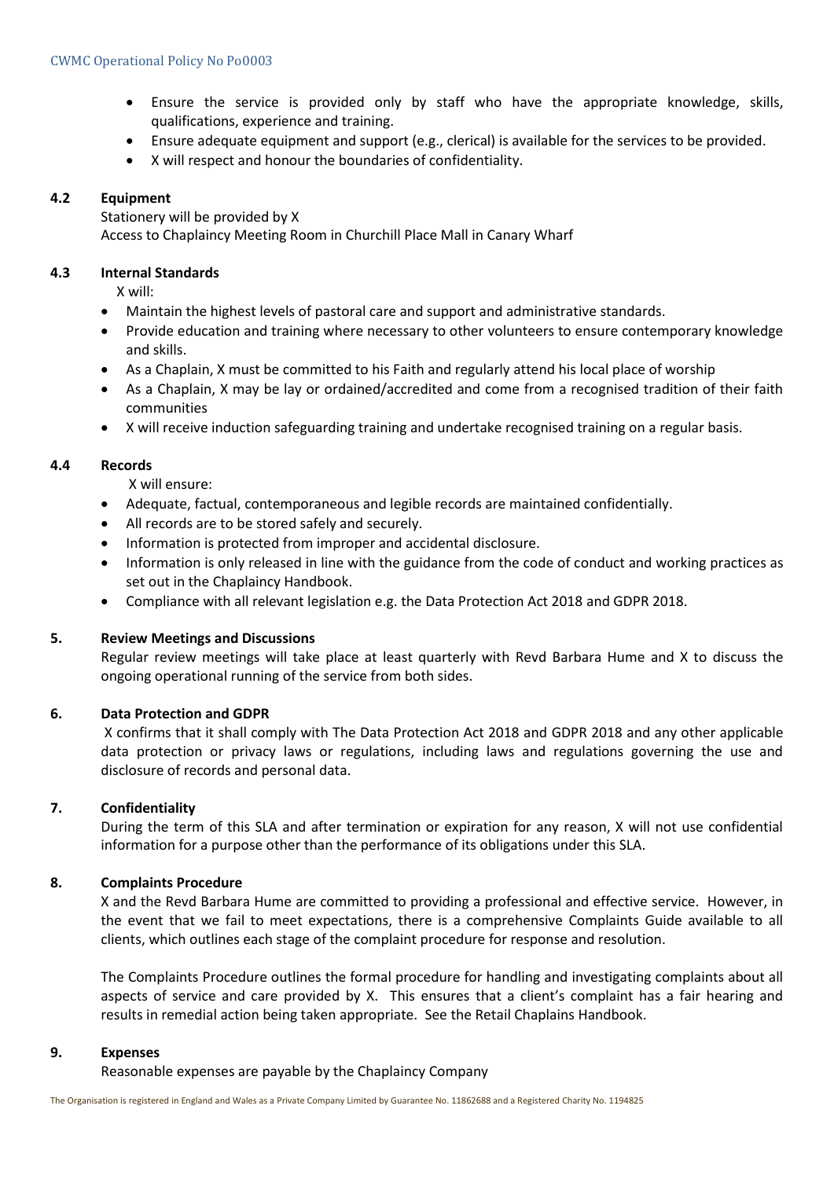- Ensure the service is provided only by staff who have the appropriate knowledge, skills, qualifications, experience and training.
- Ensure adequate equipment and support (e.g., clerical) is available for the services to be provided.
- X will respect and honour the boundaries of confidentiality.

### 4.2 Equipment

Stationery will be provided by X
Access to Chaplaincy Meeting Room in Churchill Place Mall in Canary Wharf

### 4.3 Internal Standards

X will:

- Maintain the highest levels of pastoral care and support and administrative standards.
- Provide education and training where necessary to other volunteers to ensure contemporary knowledge and skills.
- As a Chaplain, X must be committed to his Faith and regularly attend his local place of worship
- As a Chaplain, X may be lay or ordained/accredited and come from a recognised tradition of their faith communities
- X will receive induction safeguarding training and undertake recognised training on a regular basis.

### 4.4 Records

X will ensure:

- Adequate, factual, contemporaneous and legible records are maintained confidentially.
- All records are to be stored safely and securely.
- Information is protected from improper and accidental disclosure.
- Information is only released in line with the guidance from the code of conduct and working practices as set out in the Chaplaincy Handbook.
- Compliance with all relevant legislation e.g. the Data Protection Act 2018 and GDPR 2018.

## 5. Review Meetings and Discussions

Regular review meetings will take place at least quarterly with Revd Barbara Hume and X to discuss the ongoing operational running of the service from both sides.

## 6. Data Protection and GDPR

X confirms that it shall comply with The Data Protection Act 2018 and GDPR 2018 and any other applicable data protection or privacy laws or regulations, including laws and regulations governing the use and disclosure of records and personal data.

## 7. Confidentiality

During the term of this SLA and after termination or expiration for any reason, X will not use confidential information for a purpose other than the performance of its obligations under this SLA.

## 8. Complaints Procedure

X and the Revd Barbara Hume are committed to providing a professional and effective service. However, in the event that we fail to meet expectations, there is a comprehensive Complaints Guide available to all clients, which outlines each stage of the complaint procedure for response and resolution.

The Complaints Procedure outlines the formal procedure for handling and investigating complaints about all aspects of service and care provided by X. This ensures that a client's complaint has a fair hearing and results in remedial action being taken appropriate. See the Retail Chaplains Handbook.

## 9. Expenses

Reasonable expenses are payable by the Chaplaincy Company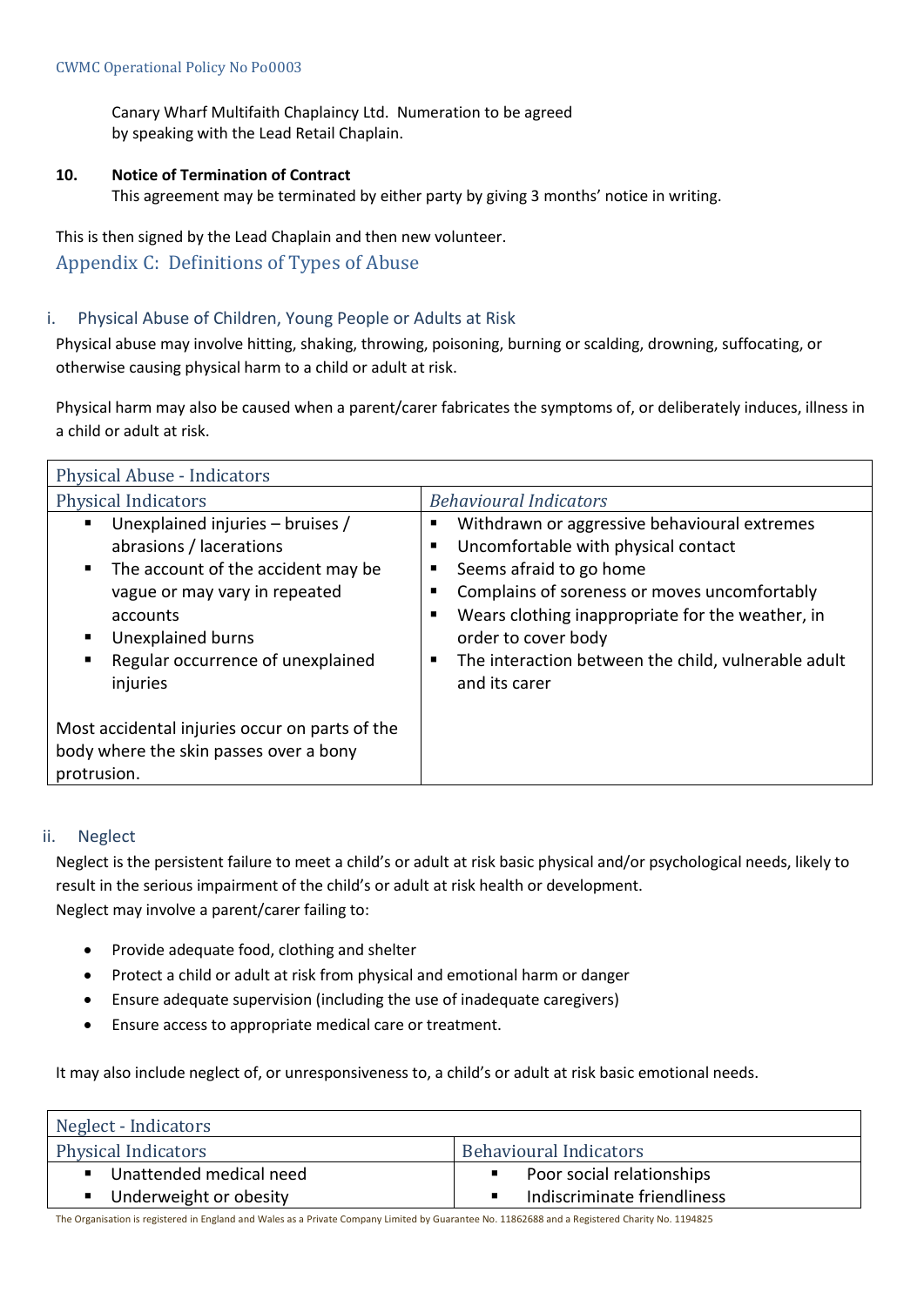Canary Wharf Multifaith Chaplaincy Ltd. Numeration to be agreed by speaking with the Lead Retail Chaplain.

**10. Notice of Termination of Contract**

This agreement may be terminated by either party by giving 3 months' notice in writing.

This is then signed by the Lead Chaplain and then new volunteer.

## Appendix C: Definitions of Types of Abuse

### i. Physical Abuse of Children, Young People or Adults at Risk

Physical abuse may involve hitting, shaking, throwing, poisoning, burning or scalding, drowning, suffocating, or otherwise causing physical harm to a child or adult at risk.

Physical harm may also be caused when a parent/carer fabricates the symptoms of, or deliberately induces, illness in a child or adult at risk.

| Physical Abuse - Indicators | |
|---|---|
| Physical Indicators | *Behavioural Indicators* |
| ▪ Unexplained injuries – bruises / abrasions / lacerations<br>▪ The account of the accident may be vague or may vary in repeated accounts<br>▪ Unexplained burns<br>▪ Regular occurrence of unexplained injuries<br><br>Most accidental injuries occur on parts of the body where the skin passes over a bony protrusion. | ▪ Withdrawn or aggressive behavioural extremes<br>▪ Uncomfortable with physical contact<br>▪ Seems afraid to go home<br>▪ Complains of soreness or moves uncomfortably<br>▪ Wears clothing inappropriate for the weather, in order to cover body<br>▪ The interaction between the child, vulnerable adult and its carer |

### ii. Neglect

Neglect is the persistent failure to meet a child's or adult at risk basic physical and/or psychological needs, likely to result in the serious impairment of the child's or adult at risk health or development.
Neglect may involve a parent/carer failing to:

- Provide adequate food, clothing and shelter
- Protect a child or adult at risk from physical and emotional harm or danger
- Ensure adequate supervision (including the use of inadequate caregivers)
- Ensure access to appropriate medical care or treatment.

It may also include neglect of, or unresponsiveness to, a child's or adult at risk basic emotional needs.

| Neglect - Indicators | |
|---|---|
| Physical Indicators | Behavioural Indicators |
| ▪ Unattended medical need<br>▪ Underweight or obesity | ▪ Poor social relationships<br>▪ Indiscriminate friendliness |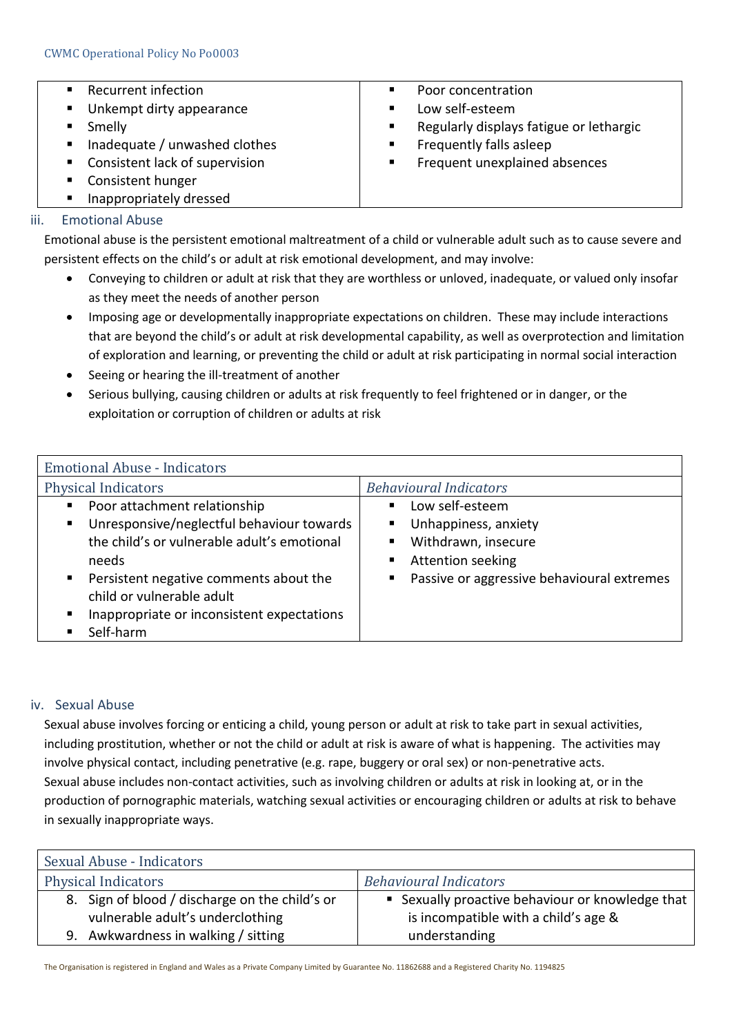| | |
|---|---|
| ▪ Recurrent infection<br>▪ Unkempt dirty appearance<br>▪ Smelly<br>▪ Inadequate / unwashed clothes<br>▪ Consistent lack of supervision<br>▪ Consistent hunger<br>▪ Inappropriately dressed | ▪ Poor concentration<br>▪ Low self-esteem<br>▪ Regularly displays fatigue or lethargic<br>▪ Frequently falls asleep<br>▪ Frequent unexplained absences |

### iii. Emotional Abuse

Emotional abuse is the persistent emotional maltreatment of a child or vulnerable adult such as to cause severe and persistent effects on the child's or adult at risk emotional development, and may involve:

- Conveying to children or adult at risk that they are worthless or unloved, inadequate, or valued only insofar as they meet the needs of another person
- Imposing age or developmentally inappropriate expectations on children. These may include interactions that are beyond the child's or adult at risk developmental capability, as well as overprotection and limitation of exploration and learning, or preventing the child or adult at risk participating in normal social interaction
- Seeing or hearing the ill-treatment of another
- Serious bullying, causing children or adults at risk frequently to feel frightened or in danger, or the exploitation or corruption of children or adults at risk

| Emotional Abuse - Indicators | |
|---|---|
| Physical Indicators | *Behavioural Indicators* |
| ▪ Poor attachment relationship<br>▪ Unresponsive/neglectful behaviour towards the child's or vulnerable adult's emotional needs<br>▪ Persistent negative comments about the child or vulnerable adult<br>▪ Inappropriate or inconsistent expectations<br>▪ Self-harm | ▪ Low self-esteem<br>▪ Unhappiness, anxiety<br>▪ Withdrawn, insecure<br>▪ Attention seeking<br>▪ Passive or aggressive behavioural extremes |

### iv. Sexual Abuse

Sexual abuse involves forcing or enticing a child, young person or adult at risk to take part in sexual activities, including prostitution, whether or not the child or adult at risk is aware of what is happening. The activities may involve physical contact, including penetrative (e.g. rape, buggery or oral sex) or non-penetrative acts. Sexual abuse includes non-contact activities, such as involving children or adults at risk in looking at, or in the production of pornographic materials, watching sexual activities or encouraging children or adults at risk to behave in sexually inappropriate ways.

| Sexual Abuse - Indicators | |
|---|---|
| Physical Indicators | *Behavioural Indicators* |
| 8. Sign of blood / discharge on the child's or vulnerable adult's underclothing<br>9. Awkwardness in walking / sitting | ▪ Sexually proactive behaviour or knowledge that is incompatible with a child's age & understanding |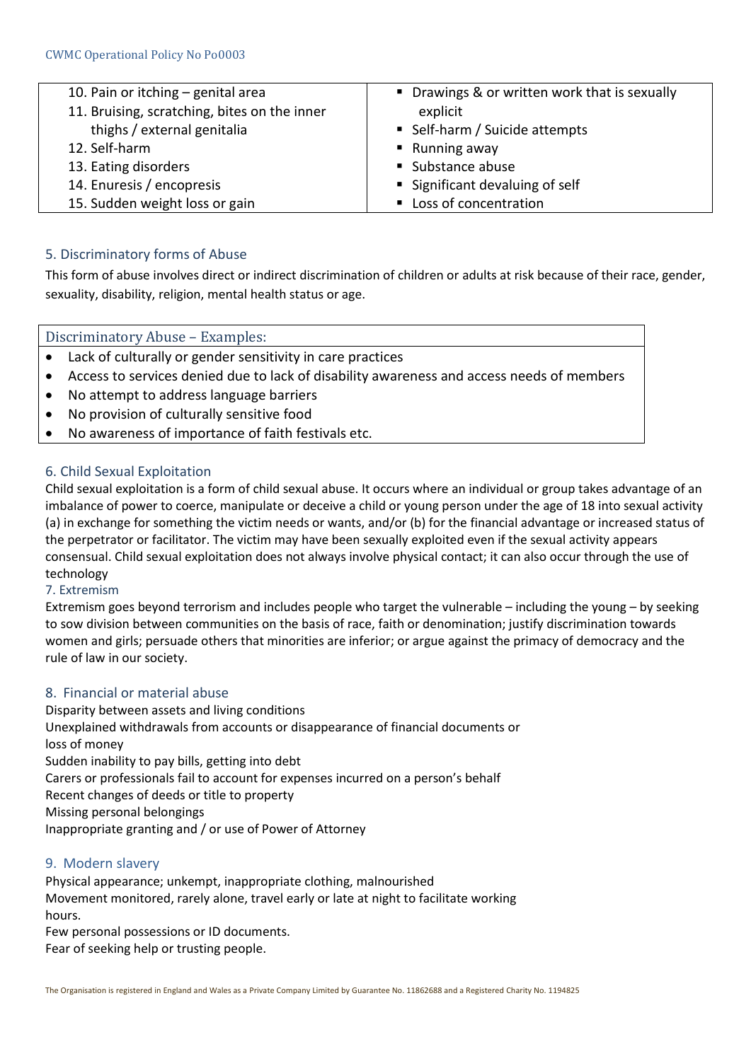| | |
|---|---|
| 10. Pain or itching – genital area<br>11. Bruising, scratching, bites on the inner thighs / external genitalia<br>12. Self-harm<br>13. Eating disorders<br>14. Enuresis / encopresis<br>15. Sudden weight loss or gain | ▪ Drawings & or written work that is sexually explicit<br>▪ Self-harm / Suicide attempts<br>▪ Running away<br>▪ Substance abuse<br>▪ Significant devaluing of self<br>▪ Loss of concentration |

## 5. Discriminatory forms of Abuse

This form of abuse involves direct or indirect discrimination of children or adults at risk because of their race, gender, sexuality, disability, religion, mental health status or age.

| Discriminatory Abuse – Examples: |
|---|
| • Lack of culturally or gender sensitivity in care practices<br>• Access to services denied due to lack of disability awareness and access needs of members<br>• No attempt to address language barriers<br>• No provision of culturally sensitive food<br>• No awareness of importance of faith festivals etc. |

## 6. Child Sexual Exploitation

Child sexual exploitation is a form of child sexual abuse. It occurs where an individual or group takes advantage of an imbalance of power to coerce, manipulate or deceive a child or young person under the age of 18 into sexual activity (a) in exchange for something the victim needs or wants, and/or (b) for the financial advantage or increased status of the perpetrator or facilitator. The victim may have been sexually exploited even if the sexual activity appears consensual. Child sexual exploitation does not always involve physical contact; it can also occur through the use of technology

## 7. Extremism

Extremism goes beyond terrorism and includes people who target the vulnerable – including the young – by seeking to sow division between communities on the basis of race, faith or denomination; justify discrimination towards women and girls; persuade others that minorities are inferior; or argue against the primacy of democracy and the rule of law in our society.

## 8. Financial or material abuse

Disparity between assets and living conditions
Unexplained withdrawals from accounts or disappearance of financial documents or loss of money
Sudden inability to pay bills, getting into debt
Carers or professionals fail to account for expenses incurred on a person's behalf
Recent changes of deeds or title to property
Missing personal belongings
Inappropriate granting and / or use of Power of Attorney

## 9. Modern slavery

Physical appearance; unkempt, inappropriate clothing, malnourished
Movement monitored, rarely alone, travel early or late at night to facilitate working hours.
Few personal possessions or ID documents.
Fear of seeking help or trusting people.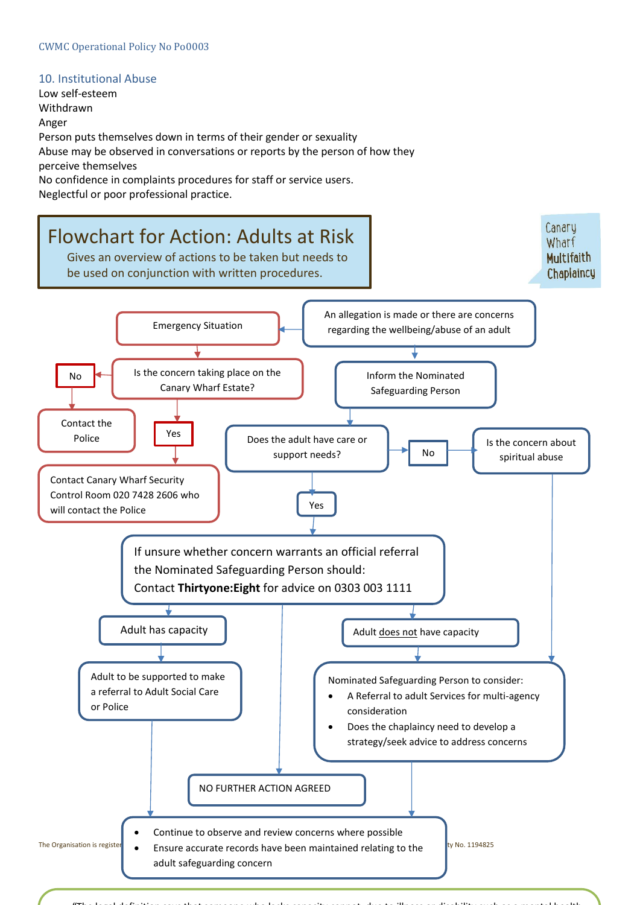## 10. Institutional Abuse

Low self-esteem
Withdrawn
Anger
Person puts themselves down in terms of their gender or sexuality
Abuse may be observed in conversations or reports by the person of how they perceive themselves
No confidence in complaints procedures for staff or service users.
Neglectful or poor professional practice.

# Flowchart for Action: Adults at Risk

Gives an overview of actions to be taken but needs to be used on conjunction with written procedures.

Canary Wharf Multifaith Chaplaincy

An allegation is made or there are concerns regarding the wellbeing/abuse of an adult

Emergency Situation

Is the concern taking place on the Canary Wharf Estate?

No

Contact the Police

Yes

Contact Canary Wharf Security Control Room 020 7428 2606 who will contact the Police

Inform the Nominated Safeguarding Person

Does the adult have care or support needs?

No

Is the concern about spiritual abuse

Yes

If unsure whether concern warrants an official referral the Nominated Safeguarding Person should:
Contact **Thirtyone:Eight** for advice on 0303 003 1111

Adult has capacity

Adult to be supported to make a referral to Adult Social Care or Police

Adult does not have capacity

Nominated Safeguarding Person to consider:

- A Referral to adult Services for multi-agency consideration
- Does the chaplaincy need to develop a strategy/seek advice to address concerns

NO FURTHER ACTION AGREED

- Continue to observe and review concerns where possible
- Ensure accurate records have been maintained relating to the adult safeguarding concern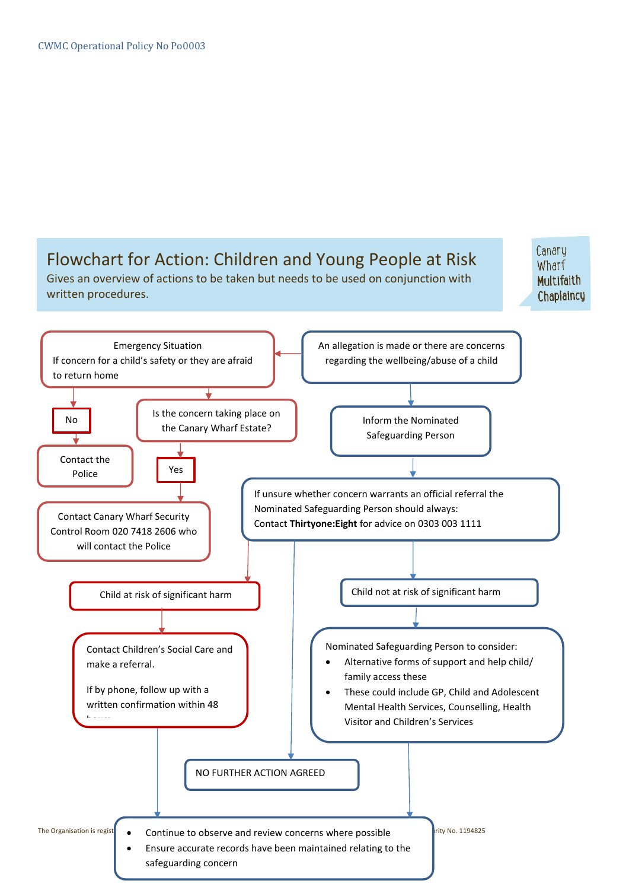# Flowchart for Action: Children and Young People at Risk

Gives an overview of actions to be taken but needs to be used on conjunction with written procedures.

Canary Wharf Multifaith Chaplaincy

Emergency Situation
If concern for a child's safety or they are afraid to return home

An allegation is made or there are concerns regarding the wellbeing/abuse of a child

No

Is the concern taking place on the Canary Wharf Estate?

Inform the Nominated Safeguarding Person

Contact the Police

Yes

Contact Canary Wharf Security Control Room 020 7418 2606 who will contact the Police

If unsure whether concern warrants an official referral the Nominated Safeguarding Person should always:
Contact **Thirtyone:Eight** for advice on 0303 003 1111

Child at risk of significant harm

Child not at risk of significant harm

Contact Children's Social Care and make a referral.

If by phone, follow up with a written confirmation within 48 hours

Nominated Safeguarding Person to consider:

- Alternative forms of support and help child/ family access these
- These could include GP, Child and Adolescent Mental Health Services, Counselling, Health Visitor and Children's Services

NO FURTHER ACTION AGREED

- Continue to observe and review concerns where possible
- Ensure accurate records have been maintained relating to the safeguarding concern